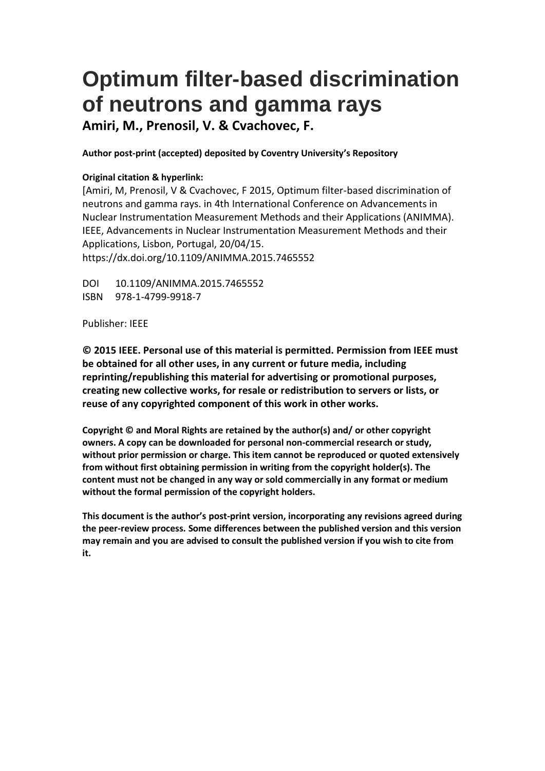# Optimum filter-based discrimination of neutrons and gamma rays

**Amiri, M., Prenosil, V. & Cvachovec, F.**

**Author post-print (accepted) deposited by Coventry University's Repository**

**Original citation & hyperlink:**

[Amiri, M, Prenosil, V & Cvachovec, F 2015, Optimum filter-based discrimination of neutrons and gamma rays. in 4th International Conference on Advancements in Nuclear Instrumentation Measurement Methods and their Applications (ANIMMA). IEEE, Advancements in Nuclear Instrumentation Measurement Methods and their Applications, Lisbon, Portugal, 20/04/15.
https://dx.doi.org/10.1109/ANIMMA.2015.7465552

DOI 10.1109/ANIMMA.2015.7465552
ISBN 978-1-4799-9918-7

Publisher: IEEE

**© 2015 IEEE. Personal use of this material is permitted. Permission from IEEE must be obtained for all other uses, in any current or future media, including reprinting/republishing this material for advertising or promotional purposes, creating new collective works, for resale or redistribution to servers or lists, or reuse of any copyrighted component of this work in other works.**

**Copyright © and Moral Rights are retained by the author(s) and/ or other copyright owners. A copy can be downloaded for personal non-commercial research or study, without prior permission or charge. This item cannot be reproduced or quoted extensively from without first obtaining permission in writing from the copyright holder(s). The content must not be changed in any way or sold commercially in any format or medium without the formal permission of the copyright holders.**

**This document is the author's post-print version, incorporating any revisions agreed during the peer-review process. Some differences between the published version and this version may remain and you are advised to consult the published version if you wish to cite from it.**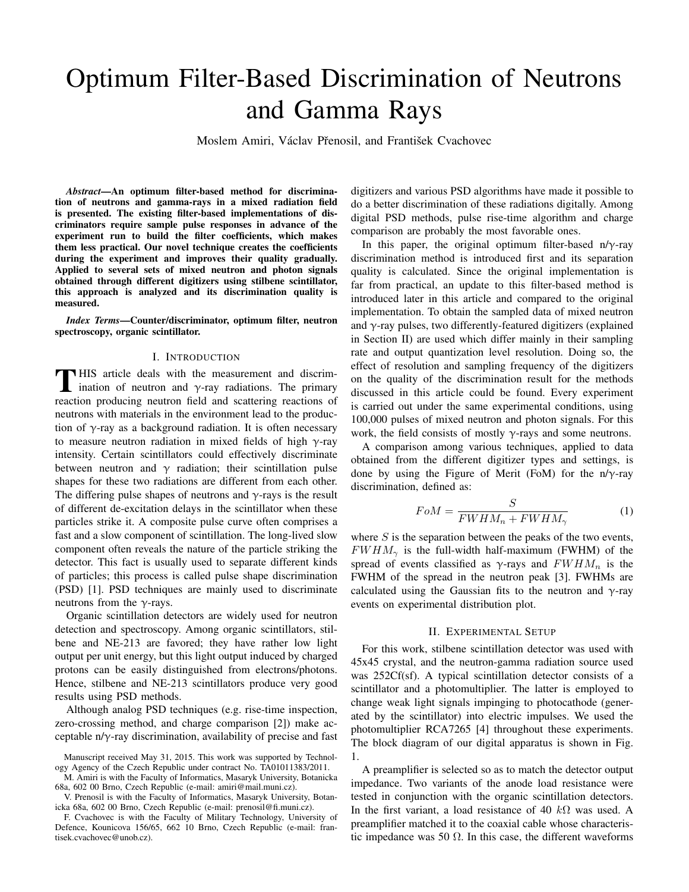# Optimum Filter-Based Discrimination of Neutrons and Gamma Rays

Moslem Amiri, Václav Přenosil, and František Cvachovec

***Abstract*—An optimum filter-based method for discrimination of neutrons and gamma-rays in a mixed radiation field is presented. The existing filter-based implementations of discriminators require sample pulse responses in advance of the experiment run to build the filter coefficients, which makes them less practical. Our novel technique creates the coefficients during the experiment and improves their quality gradually. Applied to several sets of mixed neutron and photon signals obtained through different digitizers using stilbene scintillator, this approach is analyzed and its discrimination quality is measured.**

***Index Terms*—Counter/discriminator, optimum filter, neutron spectroscopy, organic scintillator.**

## I. Introduction

THIS article deals with the measurement and discrimination of neutron and γ-ray radiations. The primary reaction producing neutron field and scattering reactions of neutrons with materials in the environment lead to the production of γ-ray as a background radiation. It is often necessary to measure neutron radiation in mixed fields of high γ-ray intensity. Certain scintillators could effectively discriminate between neutron and γ radiation; their scintillation pulse shapes for these two radiations are different from each other. The differing pulse shapes of neutrons and γ-rays is the result of different de-excitation delays in the scintillator when these particles strike it. A composite pulse curve often comprises a fast and a slow component of scintillation. The long-lived slow component often reveals the nature of the particle striking the detector. This fact is usually used to separate different kinds of particles; this process is called pulse shape discrimination (PSD) [1]. PSD techniques are mainly used to discriminate neutrons from the γ-rays.

Organic scintillation detectors are widely used for neutron detection and spectroscopy. Among organic scintillators, stilbene and NE-213 are favored; they have rather low light output per unit energy, but this light output induced by charged protons can be easily distinguished from electrons/photons. Hence, stilbene and NE-213 scintillators produce very good results using PSD methods.

Although analog PSD techniques (e.g. rise-time inspection, zero-crossing method, and charge comparison [2]) make acceptable n/γ-ray discrimination, availability of precise and fast digitizers and various PSD algorithms have made it possible to do a better discrimination of these radiations digitally. Among digital PSD methods, pulse rise-time algorithm and charge comparison are probably the most favorable ones.

In this paper, the original optimum filter-based n/γ-ray discrimination method is introduced first and its separation quality is calculated. Since the original implementation is far from practical, an update to this filter-based method is introduced later in this article and compared to the original implementation. To obtain the sampled data of mixed neutron and γ-ray pulses, two differently-featured digitizers (explained in Section II) are used which differ mainly in their sampling rate and output quantization level resolution. Doing so, the effect of resolution and sampling frequency of the digitizers on the quality of the discrimination result for the methods discussed in this article could be found. Every experiment is carried out under the same experimental conditions, using 100,000 pulses of mixed neutron and photon signals. For this work, the field consists of mostly γ-rays and some neutrons.

A comparison among various techniques, applied to data obtained from the different digitizer types and settings, is done by using the Figure of Merit (FoM) for the n/γ-ray discrimination, defined as:

$$FoM = \frac{S}{FWHM_n + FWHM_\gamma} \tag{1}$$

where $S$ is the separation between the peaks of the two events, $FWHM_\gamma$ is the full-width half-maximum (FWHM) of the spread of events classified as γ-rays and $FWHM_n$ is the FWHM of the spread in the neutron peak [3]. FWHMs are calculated using the Gaussian fits to the neutron and γ-ray events on experimental distribution plot.

## II. Experimental Setup

For this work, stilbene scintillation detector was used with 45x45 crystal, and the neutron-gamma radiation source used was 252Cf(sf). A typical scintillation detector consists of a scintillator and a photomultiplier. The latter is employed to change weak light signals impinging to photocathode (generated by the scintillator) into electric impulses. We used the photomultiplier RCA7265 [4] throughout these experiments. The block diagram of our digital apparatus is shown in Fig. 1.

A preamplifier is selected so as to match the detector output impedance. Two variants of the anode load resistance were tested in conjunction with the organic scintillation detectors. In the first variant, a load resistance of 40 $k\Omega$ was used. A preamplifier matched it to the coaxial cable whose characteristic impedance was 50 $\Omega$. In this case, the different waveforms

Manuscript received May 31, 2015. This work was supported by Technology Agency of the Czech Republic under contract No. TA01011383/2011.

M. Amiri is with the Faculty of Informatics, Masaryk University, Botanicka 68a, 602 00 Brno, Czech Republic (e-mail: amiri@mail.muni.cz).

V. Prenosil is with the Faculty of Informatics, Masaryk University, Botanicka 68a, 602 00 Brno, Czech Republic (e-mail: prenosil@fi.muni.cz).

F. Cvachovec is with the Faculty of Military Technology, University of Defence, Kounicova 156/65, 662 10 Brno, Czech Republic (e-mail: frantisek.cvachovec@unob.cz).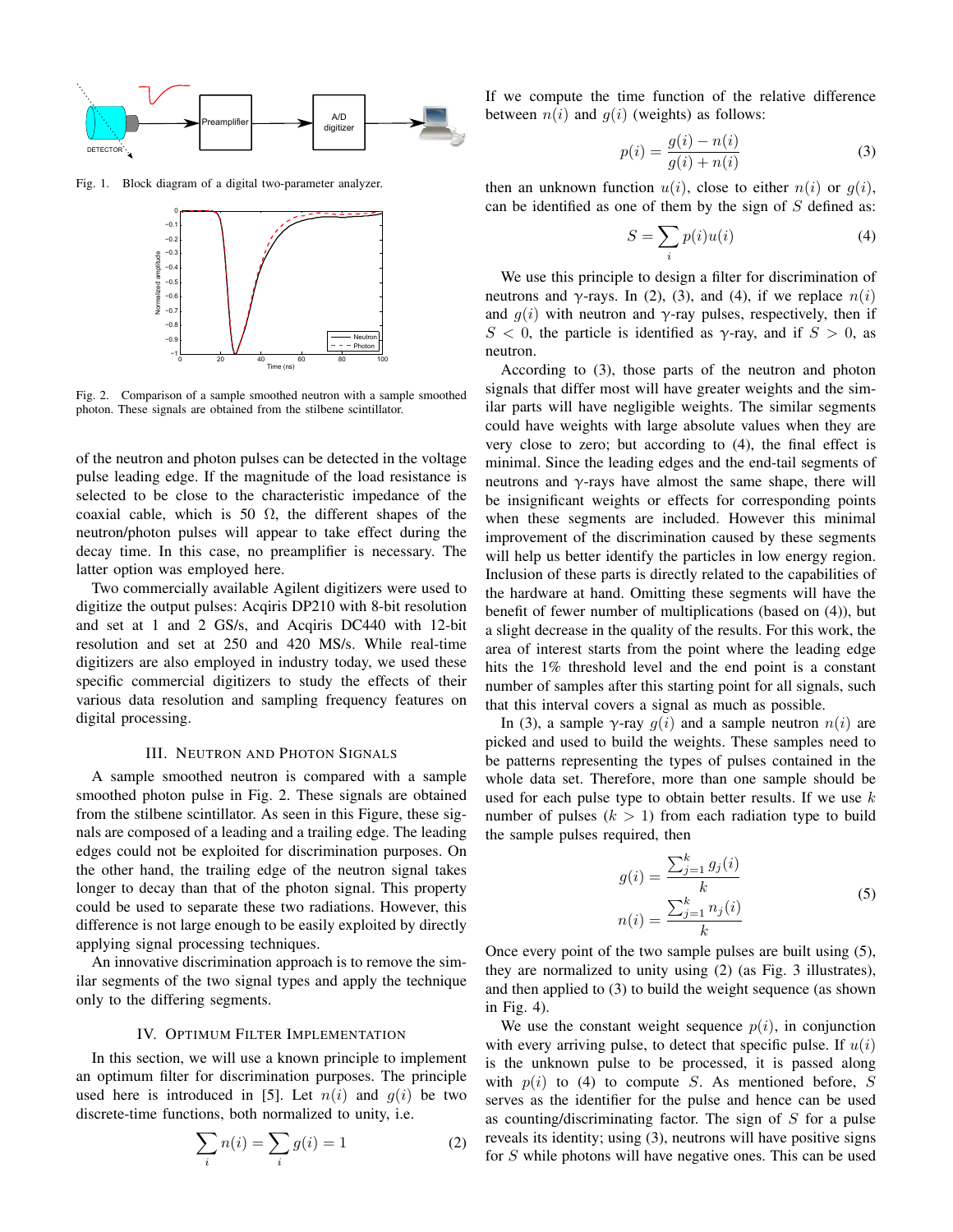Fig. 1. Block diagram of a digital two-parameter analyzer.

Fig. 2. Comparison of a sample smoothed neutron with a sample smoothed photon. These signals are obtained from the stilbene scintillator.

of the neutron and photon pulses can be detected in the voltage pulse leading edge. If the magnitude of the load resistance is selected to be close to the characteristic impedance of the coaxial cable, which is 50 Ω, the different shapes of the neutron/photon pulses will appear to take effect during the decay time. In this case, no preamplifier is necessary. The latter option was employed here.

Two commercially available Agilent digitizers were used to digitize the output pulses: Acqiris DP210 with 8-bit resolution and set at 1 and 2 GS/s, and Acqiris DC440 with 12-bit resolution and set at 250 and 420 MS/s. While real-time digitizers are also employed in industry today, we used these specific commercial digitizers to study the effects of their various data resolution and sampling frequency features on digital processing.

## III. Neutron and Photon Signals

A sample smoothed neutron is compared with a sample smoothed photon pulse in Fig. 2. These signals are obtained from the stilbene scintillator. As seen in this Figure, these signals are composed of a leading and a trailing edge. The leading edges could not be exploited for discrimination purposes. On the other hand, the trailing edge of the neutron signal takes longer to decay than that of the photon signal. This property could be used to separate these two radiations. However, this difference is not large enough to be easily exploited by directly applying signal processing techniques.

An innovative discrimination approach is to remove the similar segments of the two signal types and apply the technique only to the differing segments.

## IV. Optimum Filter Implementation

In this section, we will use a known principle to implement an optimum filter for discrimination purposes. The principle used here is introduced in [5]. Let $n(i)$ and $g(i)$ be two discrete-time functions, both normalized to unity, i.e.

$$\sum_i n(i) = \sum_i g(i) = 1 \tag{2}$$

If we compute the time function of the relative difference between $n(i)$ and $g(i)$ (weights) as follows:

$$p(i) = \frac{g(i) - n(i)}{g(i) + n(i)} \tag{3}$$

then an unknown function $u(i)$, close to either $n(i)$ or $g(i)$, can be identified as one of them by the sign of $S$ defined as:

$$S = \sum_i p(i)u(i) \tag{4}$$

We use this principle to design a filter for discrimination of neutrons and γ-rays. In (2), (3), and (4), if we replace $n(i)$ and $g(i)$ with neutron and γ-ray pulses, respectively, then if $S < 0$, the particle is identified as γ-ray, and if $S > 0$, as neutron.

According to (3), those parts of the neutron and photon signals that differ most will have greater weights and the similar parts will have negligible weights. The similar segments could have weights with large absolute values when they are very close to zero; but according to (4), the final effect is minimal. Since the leading edges and the end-tail segments of neutrons and γ-rays have almost the same shape, there will be insignificant weights or effects for corresponding points when these segments are included. However this minimal improvement of the discrimination caused by these segments will help us better identify the particles in low energy region. Inclusion of these parts is directly related to the capabilities of the hardware at hand. Omitting these segments will have the benefit of fewer number of multiplications (based on (4)), but a slight decrease in the quality of the results. For this work, the area of interest starts from the point where the leading edge hits the 1% threshold level and the end point is a constant number of samples after this starting point for all signals, such that this interval covers a signal as much as possible.

In (3), a sample γ-ray $g(i)$ and a sample neutron $n(i)$ are picked and used to build the weights. These samples need to be patterns representing the types of pulses contained in the whole data set. Therefore, more than one sample should be used for each pulse type to obtain better results. If we use $k$ number of pulses ($k > 1$) from each radiation type to build the sample pulses required, then

$$g(i) = \frac{\sum_{j=1}^{k} g_j(i)}{k}$$
$$n(i) = \frac{\sum_{j=1}^{k} n_j(i)}{k} \tag{5}$$

Once every point of the two sample pulses are built using (5), they are normalized to unity using (2) (as Fig. 3 illustrates), and then applied to (3) to build the weight sequence (as shown in Fig. 4).

We use the constant weight sequence $p(i)$, in conjunction with every arriving pulse, to detect that specific pulse. If $u(i)$ is the unknown pulse to be processed, it is passed along with $p(i)$ to (4) to compute $S$. As mentioned before, $S$ serves as the identifier for the pulse and hence can be used as counting/discriminating factor. The sign of $S$ for a pulse reveals its identity; using (3), neutrons will have positive signs for $S$ while photons will have negative ones. This can be used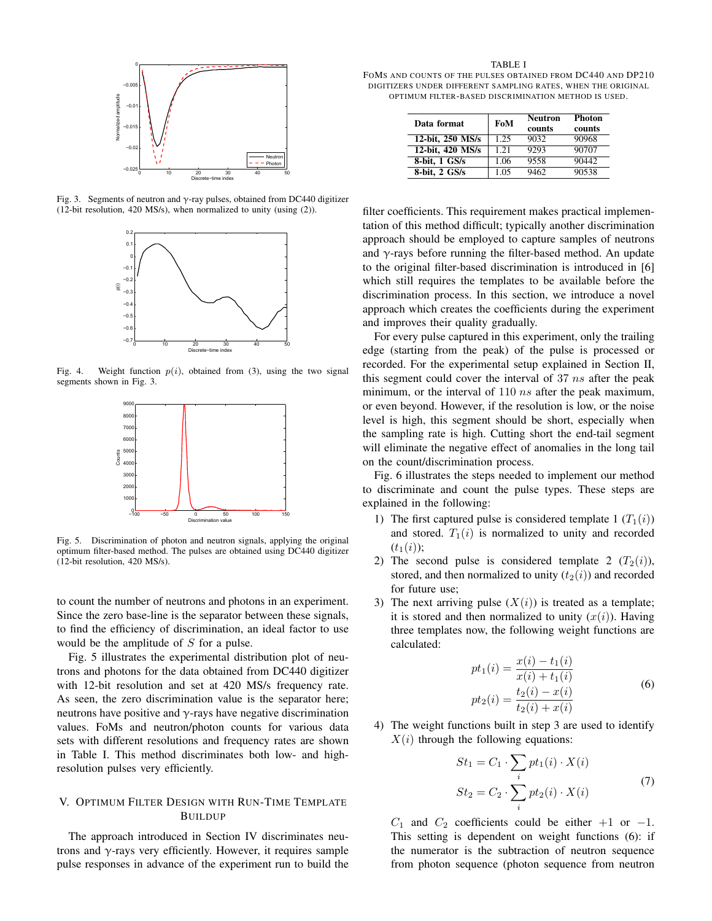Fig. 3. Segments of neutron and γ-ray pulses, obtained from DC440 digitizer (12-bit resolution, 420 MS/s), when normalized to unity (using (2)).

Fig. 4. Weight function $p(i)$, obtained from (3), using the two signal segments shown in Fig. 3.

Fig. 5. Discrimination of photon and neutron signals, applying the original optimum filter-based method. The pulses are obtained using DC440 digitizer (12-bit resolution, 420 MS/s).

to count the number of neutrons and photons in an experiment. Since the zero base-line is the separator between these signals, to find the efficiency of discrimination, an ideal factor to use would be the amplitude of $S$ for a pulse.

Fig. 5 illustrates the experimental distribution plot of neutrons and photons for the data obtained from DC440 digitizer with 12-bit resolution and set at 420 MS/s frequency rate. As seen, the zero discrimination value is the separator here; neutrons have positive and γ-rays have negative discrimination values. FoMs and neutron/photon counts for various data sets with different resolutions and frequency rates are shown in Table I. This method discriminates both low- and high-resolution pulses very efficiently.

## V. Optimum Filter Design with Run-Time Template Buildup

The approach introduced in Section IV discriminates neutrons and γ-rays very efficiently. However, it requires sample pulse responses in advance of the experiment run to build the

TABLE I
FoMs and counts of the pulses obtained from DC440 and DP210 digitizers under different sampling rates, when the original optimum filter-based discrimination method is used.

| Data format | FoM | Neutron counts | Photon counts |
|---|---|---|---|
| **12-bit, 250 MS/s** | 1.25 | 9032 | 90968 |
| **12-bit, 420 MS/s** | 1.21 | 9293 | 90707 |
| **8-bit, 1 GS/s** | 1.06 | 9558 | 90442 |
| **8-bit, 2 GS/s** | 1.05 | 9462 | 90538 |

filter coefficients. This requirement makes practical implementation of this method difficult; typically another discrimination approach should be employed to capture samples of neutrons and γ-rays before running the filter-based method. An update to the original filter-based discrimination is introduced in [6] which still requires the templates to be available before the discrimination process. In this section, we introduce a novel approach which creates the coefficients during the experiment and improves their quality gradually.

For every pulse captured in this experiment, only the trailing edge (starting from the peak) of the pulse is processed or recorded. For the experimental setup explained in Section II, this segment could cover the interval of 37 $ns$ after the peak minimum, or the interval of 110 $ns$ after the peak maximum, or even beyond. However, if the resolution is low, or the noise level is high, this segment should be short, especially when the sampling rate is high. Cutting short the end-tail segment will eliminate the negative effect of anomalies in the long tail on the count/discrimination process.

Fig. 6 illustrates the steps needed to implement our method to discriminate and count the pulse types. These steps are explained in the following:

1) The first captured pulse is considered template 1 ($T_1(i)$) and stored. $T_1(i)$ is normalized to unity and recorded ($t_1(i)$);
2) The second pulse is considered template 2 ($T_2(i)$), stored, and then normalized to unity ($t_2(i)$) and recorded for future use;
3) The next arriving pulse ($X(i)$) is treated as a template; it is stored and then normalized to unity ($x(i)$). Having three templates now, the following weight functions are calculated:

$$pt_1(i) = \frac{x(i) - t_1(i)}{x(i) + t_1(i)}$$
$$pt_2(i) = \frac{t_2(i) - x(i)}{t_2(i) + x(i)} \tag{6}$$

4) The weight functions built in step 3 are used to identify $X(i)$ through the following equations:

$$St_1 = C_1 \cdot \sum_i pt_1(i) \cdot X(i)$$
$$St_2 = C_2 \cdot \sum_i pt_2(i) \cdot X(i) \tag{7}$$

$C_1$ and $C_2$ coefficients could be either $+1$ or $-1$. This setting is dependent on weight functions (6): if the numerator is the subtraction of neutron sequence from photon sequence (photon sequence from neutron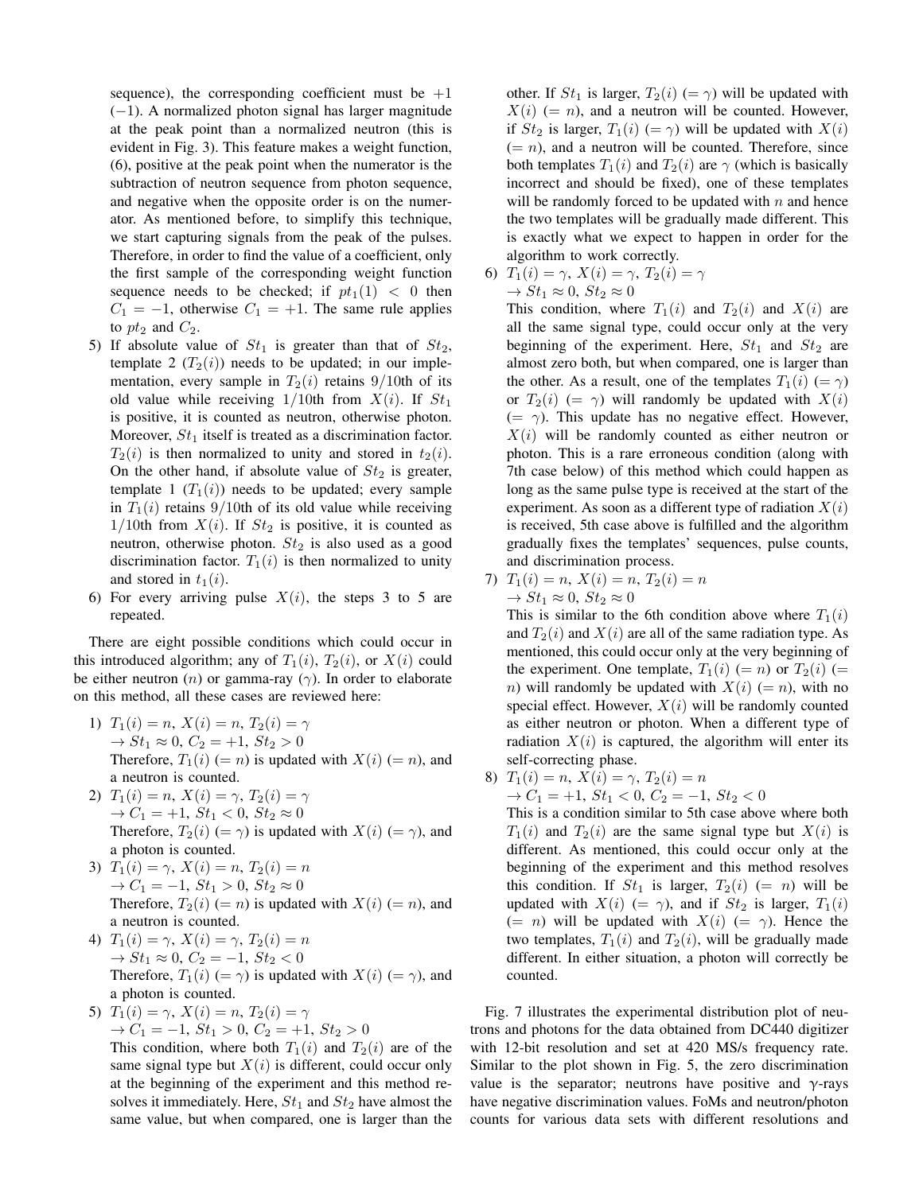sequence), the corresponding coefficient must be $+1$ ($-1$). A normalized photon signal has larger magnitude at the peak point than a normalized neutron (this is evident in Fig. 3). This feature makes a weight function, (6), positive at the peak point when the numerator is the subtraction of neutron sequence from photon sequence, and negative when the opposite order is on the numerator. As mentioned before, to simplify this technique, we start capturing signals from the peak of the pulses. Therefore, in order to find the value of a coefficient, only the first sample of the corresponding weight function sequence needs to be checked; if $pt_1(1) < 0$ then $C_1 = -1$, otherwise $C_1 = +1$. The same rule applies to $pt_2$ and $C_2$.

5) If absolute value of $St_1$ is greater than that of $St_2$, template 2 ($T_2(i)$) needs to be updated; in our implementation, every sample in $T_2(i)$ retains 9/10th of its old value while receiving 1/10th from $X(i)$. If $St_1$ is positive, it is counted as neutron, otherwise photon. Moreover, $St_1$ itself is treated as a discrimination factor. $T_2(i)$ is then normalized to unity and stored in $t_2(i)$. On the other hand, if absolute value of $St_2$ is greater, template 1 ($T_1(i)$) needs to be updated; every sample in $T_1(i)$ retains 9/10th of its old value while receiving 1/10th from $X(i)$. If $St_2$ is positive, it is counted as neutron, otherwise photon. $St_2$ is also used as a good discrimination factor. $T_1(i)$ is then normalized to unity and stored in $t_1(i)$.

6) For every arriving pulse $X(i)$, the steps 3 to 5 are repeated.

There are eight possible conditions which could occur in this introduced algorithm; any of $T_1(i)$, $T_2(i)$, or $X(i)$ could be either neutron ($n$) or gamma-ray ($\gamma$). In order to elaborate on this method, all these cases are reviewed here:

1) $T_1(i) = n$, $X(i) = n$, $T_2(i) = \gamma$
$\rightarrow St_1 \approx 0$, $C_2 = +1$, $St_2 > 0$
Therefore, $T_1(i)$ ($= n$) is updated with $X(i)$ ($= n$), and a neutron is counted.

2) $T_1(i) = n$, $X(i) = \gamma$, $T_2(i) = \gamma$
$\rightarrow C_1 = +1$, $St_1 < 0$, $St_2 \approx 0$
Therefore, $T_2(i)$ ($= \gamma$) is updated with $X(i)$ ($= \gamma$), and a photon is counted.

3) $T_1(i) = \gamma$, $X(i) = n$, $T_2(i) = n$
$\rightarrow C_1 = -1$, $St_1 > 0$, $St_2 \approx 0$
Therefore, $T_2(i)$ ($= n$) is updated with $X(i)$ ($= n$), and a neutron is counted.

4) $T_1(i) = \gamma$, $X(i) = \gamma$, $T_2(i) = n$
$\rightarrow St_1 \approx 0$, $C_2 = -1$, $St_2 < 0$
Therefore, $T_1(i)$ ($= \gamma$) is updated with $X(i)$ ($= \gamma$), and a photon is counted.

5) $T_1(i) = \gamma$, $X(i) = n$, $T_2(i) = \gamma$
$\rightarrow C_1 = -1$, $St_1 > 0$, $C_2 = +1$, $St_2 > 0$
This condition, where both $T_1(i)$ and $T_2(i)$ are of the same signal type but $X(i)$ is different, could occur only at the beginning of the experiment and this method resolves it immediately. Here, $St_1$ and $St_2$ have almost the same value, but when compared, one is larger than the other. If $St_1$ is larger, $T_2(i)$ ($= \gamma$) will be updated with $X(i)$ ($= n$), and a neutron will be counted. However, if $St_2$ is larger, $T_1(i)$ ($= \gamma$) will be updated with $X(i)$ ($= n$), and a neutron will be counted. Therefore, since both templates $T_1(i)$ and $T_2(i)$ are $\gamma$ (which is basically incorrect and should be fixed), one of these templates will be randomly forced to be updated with $n$ and hence the two templates will be gradually made different. This is exactly what we expect to happen in order for the algorithm to work correctly.

6) $T_1(i) = \gamma$, $X(i) = \gamma$, $T_2(i) = \gamma$
$\rightarrow St_1 \approx 0$, $St_2 \approx 0$
This condition, where $T_1(i)$ and $T_2(i)$ and $X(i)$ are all the same signal type, could occur only at the very beginning of the experiment. Here, $St_1$ and $St_2$ are almost zero both, but when compared, one is larger than the other. As a result, one of the templates $T_1(i)$ ($= \gamma$) or $T_2(i)$ ($= \gamma$) will randomly be updated with $X(i)$ ($= \gamma$). This update has no negative effect. However, $X(i)$ will be randomly counted as either neutron or photon. This is a rare erroneous condition (along with 7th case below) of this method which could happen as long as the same pulse type is received at the start of the experiment. As soon as a different type of radiation $X(i)$ is received, 5th case above is fulfilled and the algorithm gradually fixes the templates' sequences, pulse counts, and discrimination process.

7) $T_1(i) = n$, $X(i) = n$, $T_2(i) = n$
$\rightarrow St_1 \approx 0$, $St_2 \approx 0$
This is similar to the 6th condition above where $T_1(i)$ and $T_2(i)$ and $X(i)$ are all of the same radiation type. As mentioned, this could occur only at the very beginning of the experiment. One template, $T_1(i)$ ($= n$) or $T_2(i)$ ($= n$) will randomly be updated with $X(i)$ ($= n$), with no special effect. However, $X(i)$ will be randomly counted as either neutron or photon. When a different type of radiation $X(i)$ is captured, the algorithm will enter its self-correcting phase.

8) $T_1(i) = n$, $X(i) = \gamma$, $T_2(i) = n$
$\rightarrow C_1 = +1$, $St_1 < 0$, $C_2 = -1$, $St_2 < 0$
This is a condition similar to 5th case above where both $T_1(i)$ and $T_2(i)$ are the same signal type but $X(i)$ is different. As mentioned, this could occur only at the beginning of the experiment and this method resolves this condition. If $St_1$ is larger, $T_2(i)$ ($= n$) will be updated with $X(i)$ ($= \gamma$), and if $St_2$ is larger, $T_1(i)$ ($= n$) will be updated with $X(i)$ ($= \gamma$). Hence the two templates, $T_1(i)$ and $T_2(i)$, will be gradually made different. In either situation, a photon will correctly be counted.

Fig. 7 illustrates the experimental distribution plot of neutrons and photons for the data obtained from DC440 digitizer with 12-bit resolution and set at 420 MS/s frequency rate. Similar to the plot shown in Fig. 5, the zero discrimination value is the separator; neutrons have positive and γ-rays have negative discrimination values. FoMs and neutron/photon counts for various data sets with different resolutions and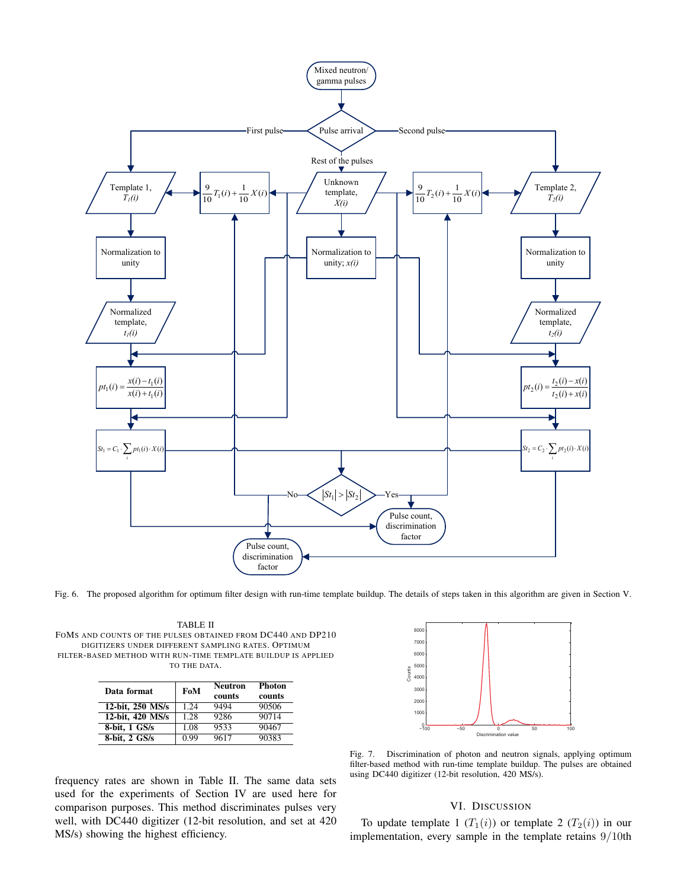Fig. 6. The proposed algorithm for optimum filter design with run-time template buildup. The details of steps taken in this algorithm are given in Section V.

TABLE II
FOMS AND COUNTS OF THE PULSES OBTAINED FROM DC440 AND DP210 DIGITIZERS UNDER DIFFERENT SAMPLING RATES. OPTIMUM FILTER-BASED METHOD WITH RUN-TIME TEMPLATE BUILDUP IS APPLIED TO THE DATA.

| Data format | FoM | Neutron counts | Photon counts |
|---|---|---|---|
| **12-bit, 250 MS/s** | 1.24 | 9494 | 90506 |
| **12-bit, 420 MS/s** | 1.28 | 9286 | 90714 |
| **8-bit, 1 GS/s** | 1.08 | 9533 | 90467 |
| **8-bit, 2 GS/s** | 0.99 | 9617 | 90383 |

frequency rates are shown in Table II. The same data sets used for the experiments of Section IV are used here for comparison purposes. This method discriminates pulses very well, with DC440 digitizer (12-bit resolution, and set at 420 MS/s) showing the highest efficiency.

Fig. 7. Discrimination of photon and neutron signals, applying optimum filter-based method with run-time template buildup. The pulses are obtained using DC440 digitizer (12-bit resolution, 420 MS/s).

## VI. DISCUSSION

To update template 1 ($T_1(i)$) or template 2 ($T_2(i)$) in our implementation, every sample in the template retains $9/10$th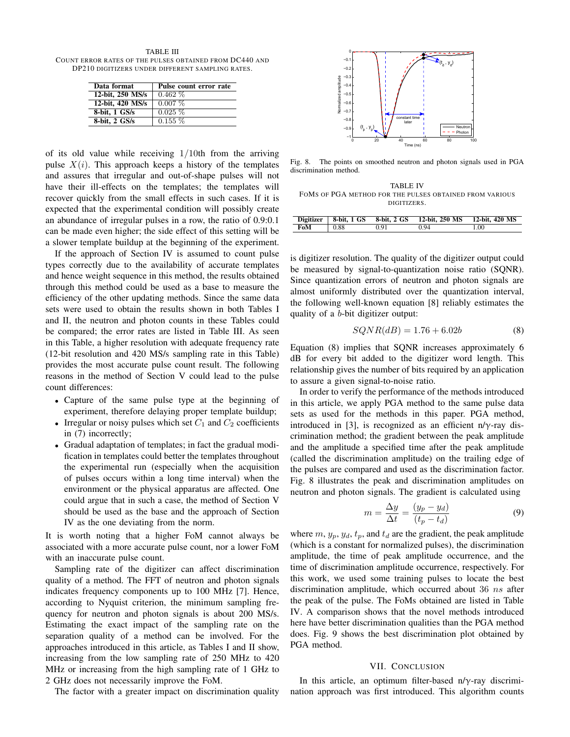TABLE III
COUNT ERROR RATES OF THE PULSES OBTAINED FROM DC440 AND DP210 DIGITIZERS UNDER DIFFERENT SAMPLING RATES.

| Data format | Pulse count error rate |
|---|---|
| **12-bit, 250 MS/s** | 0.462 % |
| **12-bit, 420 MS/s** | 0.007 % |
| **8-bit, 1 GS/s** | 0.025 % |
| **8-bit, 2 GS/s** | 0.155 % |

of its old value while receiving $1/10$th from the arriving pulse $X(i)$. This approach keeps a history of the templates and assures that irregular and out-of-shape pulses will not have their ill-effects on the templates; the templates will recover quickly from the small effects in such cases. If it is expected that the experimental condition will possibly create an abundance of irregular pulses in a row, the ratio of 0.9:0.1 can be made even higher; the side effect of this setting will be a slower template buildup at the beginning of the experiment.

If the approach of Section IV is assumed to count pulse types correctly due to the availability of accurate templates and hence weight sequence in this method, the results obtained through this method could be used as a base to measure the efficiency of the other updating methods. Since the same data sets were used to obtain the results shown in both Tables I and II, the neutron and photon counts in these Tables could be compared; the error rates are listed in Table III. As seen in this Table, a higher resolution with adequate frequency rate (12-bit resolution and 420 MS/s sampling rate in this Table) provides the most accurate pulse count result. The following reasons in the method of Section V could lead to the pulse count differences:

- Capture of the same pulse type at the beginning of experiment, therefore delaying proper template buildup;
- Irregular or noisy pulses which set $C_1$ and $C_2$ coefficients in (7) incorrectly;
- Gradual adaptation of templates; in fact the gradual modification in templates could better the templates throughout the experimental run (especially when the acquisition of pulses occurs within a long time interval) when the environment or the physical apparatus are affected. One could argue that in such a case, the method of Section V should be used as the base and the approach of Section IV as the one deviating from the norm.

It is worth noting that a higher FoM cannot always be associated with a more accurate pulse count, nor a lower FoM with an inaccurate pulse count.

Sampling rate of the digitizer can affect discrimination quality of a method. The FFT of neutron and photon signals indicates frequency components up to 100 MHz [7]. Hence, according to Nyquist criterion, the minimum sampling frequency for neutron and photon signals is about 200 MS/s. Estimating the exact impact of the sampling rate on the separation quality of a method can be involved. For the approaches introduced in this article, as Tables I and II show, increasing from the low sampling rate of 250 MHz to 420 MHz or increasing from the high sampling rate of 1 GHz to 2 GHz does not necessarily improve the FoM.

The factor with a greater impact on discrimination quality is digitizer resolution. The quality of the digitizer output could be measured by signal-to-quantization noise ratio (SQNR). Since quantization errors of neutron and photon signals are almost uniformly distributed over the quantization interval, the following well-known equation [8] reliably estimates the quality of a $b$-bit digitizer output:

$$SQNR(dB) = 1.76 + 6.02b \tag{8}$$

Equation (8) implies that SQNR increases approximately 6 dB for every bit added to the digitizer word length. This relationship gives the number of bits required by an application to assure a given signal-to-noise ratio.

In order to verify the performance of the methods introduced in this article, we apply PGA method to the same pulse data sets as used for the methods in this paper. PGA method, introduced in [3], is recognized as an efficient n/γ-ray discrimination method; the gradient between the peak amplitude and the amplitude a specified time after the peak amplitude (called the discrimination amplitude) on the trailing edge of the pulses are compared and used as the discrimination factor. Fig. 8 illustrates the peak and discrimination amplitudes on neutron and photon signals. The gradient is calculated using

$$m = \frac{\Delta y}{\Delta t} = \frac{(y_p - y_d)}{(t_p - t_d)} \tag{9}$$

where $m$, $y_p$, $y_d$, $t_p$, and $t_d$ are the gradient, the peak amplitude (which is a constant for normalized pulses), the discrimination amplitude, the time of peak amplitude occurrence, and the time of discrimination amplitude occurrence, respectively. For this work, we used some training pulses to locate the best discrimination amplitude, which occurred about 36 $ns$ after the peak of the pulse. The FoMs obtained are listed in Table IV. A comparison shows that the novel methods introduced here have better discrimination qualities than the PGA method does. Fig. 9 shows the best discrimination plot obtained by PGA method.

Fig. 8. The points on smoothed neutron and photon signals used in PGA discrimination method.

TABLE IV
FOMS OF PGA METHOD FOR THE PULSES OBTAINED FROM VARIOUS DIGITIZERS.

| Digitizer | 8-bit, 1 GS | 8-bit, 2 GS | 12-bit, 250 MS | 12-bit, 420 MS |
|---|---|---|---|---|
| **FoM** | 0.88 | 0.91 | 0.94 | 1.00 |

## VII. CONCLUSION

In this article, an optimum filter-based n/γ-ray discrimination approach was first introduced. This algorithm counts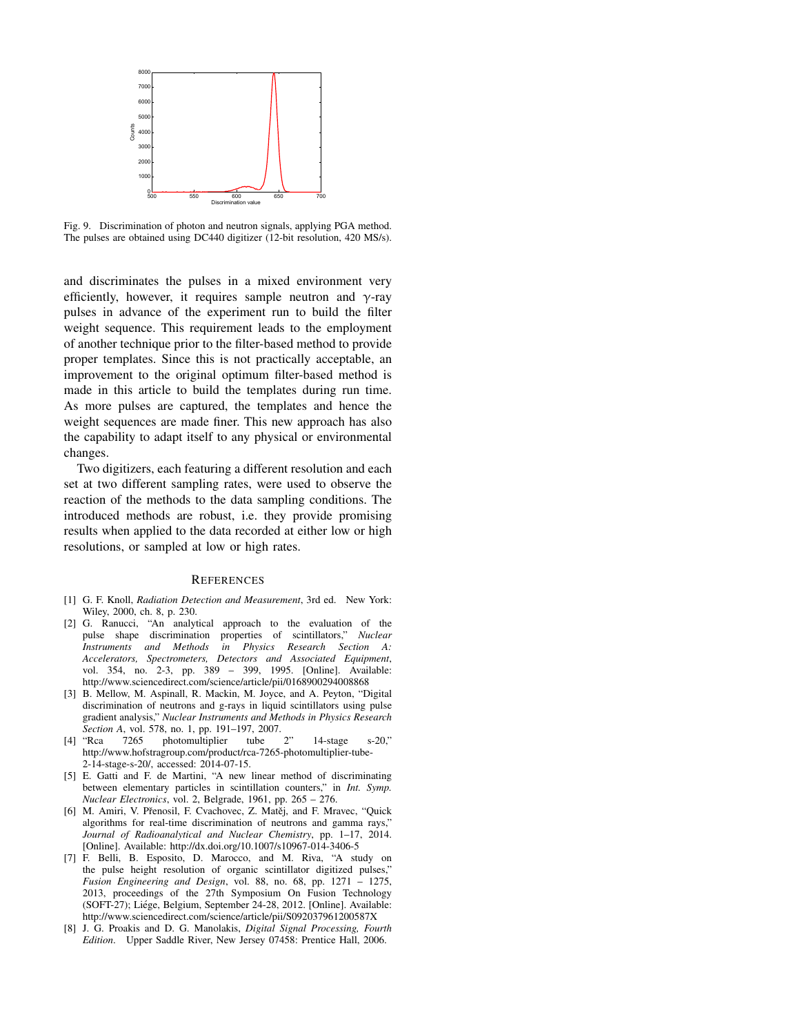8000
7000
6000
5000
4000
3000
2000
1000
0
Counts
500
550
600
650
700
Discrimination value

Fig. 9. Discrimination of photon and neutron signals, applying PGA method. The pulses are obtained using DC440 digitizer (12-bit resolution, 420 MS/s).

and discriminates the pulses in a mixed environment very efficiently, however, it requires sample neutron and $\gamma$-ray pulses in advance of the experiment run to build the filter weight sequence. This requirement leads to the employment of another technique prior to the filter-based method to provide proper templates. Since this is not practically acceptable, an improvement to the original optimum filter-based method is made in this article to build the templates during run time. As more pulses are captured, the templates and hence the weight sequences are made finer. This new approach has also the capability to adapt itself to any physical or environmental changes.

Two digitizers, each featuring a different resolution and each set at two different sampling rates, were used to observe the reaction of the methods to the data sampling conditions. The introduced methods are robust, i.e. they provide promising results when applied to the data recorded at either low or high resolutions, or sampled at low or high rates.

## References

[1] G. F. Knoll, *Radiation Detection and Measurement*, 3rd ed. New York: Wiley, 2000, ch. 8, p. 230.

[2] G. Ranucci, "An analytical approach to the evaluation of the pulse shape discrimination properties of scintillators," *Nuclear Instruments and Methods in Physics Research Section A: Accelerators, Spectrometers, Detectors and Associated Equipment*, vol. 354, no. 2-3, pp. 389 – 399, 1995. [Online]. Available: http://www.sciencedirect.com/science/article/pii/0168900294008868

[3] B. Mellow, M. Aspinall, R. Mackin, M. Joyce, and A. Peyton, "Digital discrimination of neutrons and g-rays in liquid scintillators using pulse gradient analysis," *Nuclear Instruments and Methods in Physics Research Section A*, vol. 578, no. 1, pp. 191–197, 2007.

[4] "Rca 7265 photomultiplier tube 2" 14-stage s-20," http://www.hofstragroup.com/product/rca-7265-photomultiplier-tube-2-14-stage-s-20/, accessed: 2014-07-15.

[5] E. Gatti and F. de Martini, "A new linear method of discriminating between elementary particles in scintillation counters," in *Int. Symp. Nuclear Electronics*, vol. 2, Belgrade, 1961, pp. 265 – 276.

[6] M. Amiri, V. Přenosil, F. Cvachovec, Z. Matěj, and F. Mravec, "Quick algorithms for real-time discrimination of neutrons and gamma rays," *Journal of Radioanalytical and Nuclear Chemistry*, pp. 1–17, 2014. [Online]. Available: http://dx.doi.org/10.1007/s10967-014-3406-5

[7] F. Belli, B. Esposito, D. Marocco, and M. Riva, "A study on the pulse height resolution of organic scintillator digitized pulses," *Fusion Engineering and Design*, vol. 88, no. 68, pp. 1271 – 1275, 2013, proceedings of the 27th Symposium On Fusion Technology (SOFT-27); Liége, Belgium, September 24-28, 2012. [Online]. Available: http://www.sciencedirect.com/science/article/pii/S092037961200587X

[8] J. G. Proakis and D. G. Manolakis, *Digital Signal Processing, Fourth Edition*. Upper Saddle River, New Jersey 07458: Prentice Hall, 2006.